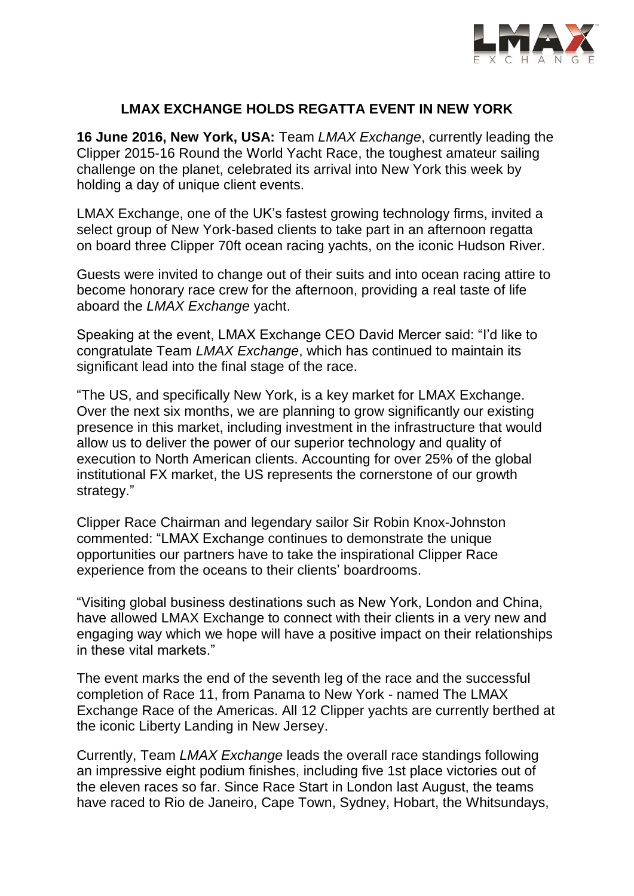# LMAX EXCHANGE HOLDS REGATTA EVENT IN NEW YORK

**16 June 2016, New York, USA:** Team *LMAX Exchange*, currently leading the Clipper 2015-16 Round the World Yacht Race, the toughest amateur sailing challenge on the planet, celebrated its arrival into New York this week by holding a day of unique client events.

LMAX Exchange, one of the UK's fastest growing technology firms, invited a select group of New York-based clients to take part in an afternoon regatta on board three Clipper 70ft ocean racing yachts, on the iconic Hudson River.

Guests were invited to change out of their suits and into ocean racing attire to become honorary race crew for the afternoon, providing a real taste of life aboard the *LMAX Exchange* yacht.

Speaking at the event, LMAX Exchange CEO David Mercer said: "I'd like to congratulate Team *LMAX Exchange*, which has continued to maintain its significant lead into the final stage of the race.

"The US, and specifically New York, is a key market for LMAX Exchange. Over the next six months, we are planning to grow significantly our existing presence in this market, including investment in the infrastructure that would allow us to deliver the power of our superior technology and quality of execution to North American clients. Accounting for over 25% of the global institutional FX market, the US represents the cornerstone of our growth strategy."

Clipper Race Chairman and legendary sailor Sir Robin Knox-Johnston commented: "LMAX Exchange continues to demonstrate the unique opportunities our partners have to take the inspirational Clipper Race experience from the oceans to their clients' boardrooms.

"Visiting global business destinations such as New York, London and China, have allowed LMAX Exchange to connect with their clients in a very new and engaging way which we hope will have a positive impact on their relationships in these vital markets."

The event marks the end of the seventh leg of the race and the successful completion of Race 11, from Panama to New York - named The LMAX Exchange Race of the Americas. All 12 Clipper yachts are currently berthed at the iconic Liberty Landing in New Jersey.

Currently, Team *LMAX Exchange* leads the overall race standings following an impressive eight podium finishes, including five 1st place victories out of the eleven races so far. Since Race Start in London last August, the teams have raced to Rio de Janeiro, Cape Town, Sydney, Hobart, the Whitsundays,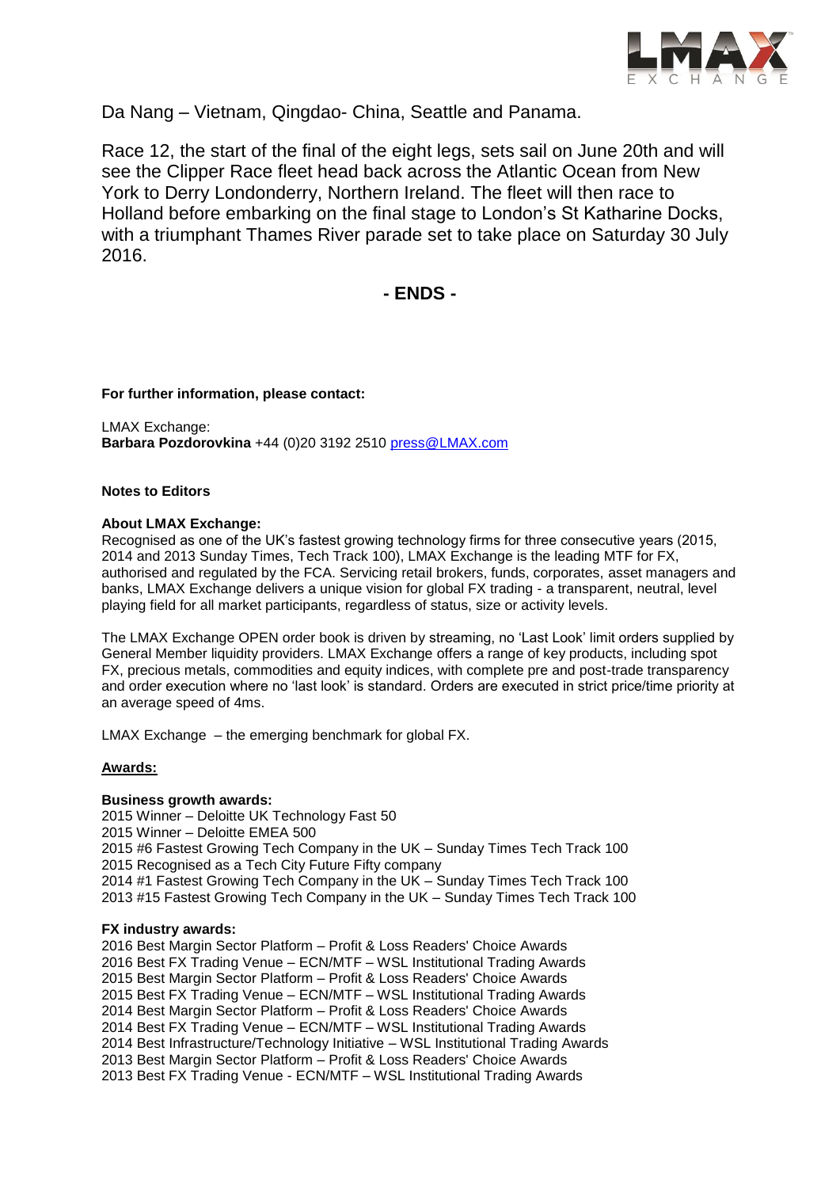Da Nang – Vietnam, Qingdao- China, Seattle and Panama.

Race 12, the start of the final of the eight legs, sets sail on June 20th and will see the Clipper Race fleet head back across the Atlantic Ocean from New York to Derry Londonderry, Northern Ireland. The fleet will then race to Holland before embarking on the final stage to London's St Katharine Docks, with a triumphant Thames River parade set to take place on Saturday 30 July 2016.

**- ENDS -**

**For further information, please contact:**

LMAX Exchange:
**Barbara Pozdorovkina** +44 (0)20 3192 2510 press@LMAX.com

**Notes to Editors**

**About LMAX Exchange:**
Recognised as one of the UK's fastest growing technology firms for three consecutive years (2015, 2014 and 2013 Sunday Times, Tech Track 100), LMAX Exchange is the leading MTF for FX, authorised and regulated by the FCA. Servicing retail brokers, funds, corporates, asset managers and banks, LMAX Exchange delivers a unique vision for global FX trading - a transparent, neutral, level playing field for all market participants, regardless of status, size or activity levels.

The LMAX Exchange OPEN order book is driven by streaming, no 'Last Look' limit orders supplied by General Member liquidity providers. LMAX Exchange offers a range of key products, including spot FX, precious metals, commodities and equity indices, with complete pre and post-trade transparency and order execution where no 'last look' is standard. Orders are executed in strict price/time priority at an average speed of 4ms.

LMAX Exchange – the emerging benchmark for global FX.

**Awards:**

**Business growth awards:**
2015 Winner – Deloitte UK Technology Fast 50
2015 Winner – Deloitte EMEA 500
2015 #6 Fastest Growing Tech Company in the UK – Sunday Times Tech Track 100
2015 Recognised as a Tech City Future Fifty company
2014 #1 Fastest Growing Tech Company in the UK – Sunday Times Tech Track 100
2013 #15 Fastest Growing Tech Company in the UK – Sunday Times Tech Track 100

**FX industry awards:**
2016 Best Margin Sector Platform – Profit & Loss Readers' Choice Awards
2016 Best FX Trading Venue – ECN/MTF – WSL Institutional Trading Awards
2015 Best Margin Sector Platform – Profit & Loss Readers' Choice Awards
2015 Best FX Trading Venue – ECN/MTF – WSL Institutional Trading Awards
2014 Best Margin Sector Platform – Profit & Loss Readers' Choice Awards
2014 Best FX Trading Venue – ECN/MTF – WSL Institutional Trading Awards
2014 Best Infrastructure/Technology Initiative – WSL Institutional Trading Awards
2013 Best Margin Sector Platform – Profit & Loss Readers' Choice Awards
2013 Best FX Trading Venue - ECN/MTF – WSL Institutional Trading Awards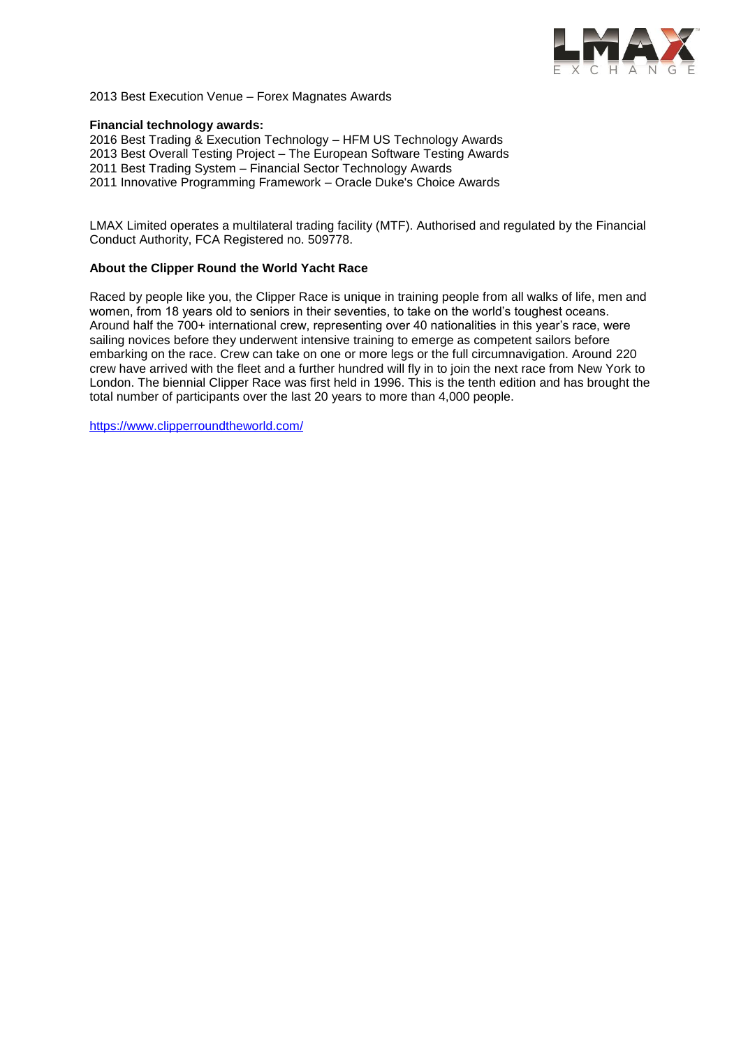2013 Best Execution Venue – Forex Magnates Awards

**Financial technology awards:**
2016 Best Trading & Execution Technology – HFM US Technology Awards
2013 Best Overall Testing Project – The European Software Testing Awards
2011 Best Trading System – Financial Sector Technology Awards
2011 Innovative Programming Framework – Oracle Duke's Choice Awards

LMAX Limited operates a multilateral trading facility (MTF). Authorised and regulated by the Financial Conduct Authority, FCA Registered no. 509778.

**About the Clipper Round the World Yacht Race**

Raced by people like you, the Clipper Race is unique in training people from all walks of life, men and women, from 18 years old to seniors in their seventies, to take on the world's toughest oceans. Around half the 700+ international crew, representing over 40 nationalities in this year's race, were sailing novices before they underwent intensive training to emerge as competent sailors before embarking on the race. Crew can take on one or more legs or the full circumnavigation. Around 220 crew have arrived with the fleet and a further hundred will fly in to join the next race from New York to London. The biennial Clipper Race was first held in 1996. This is the tenth edition and has brought the total number of participants over the last 20 years to more than 4,000 people.

https://www.clipperroundtheworld.com/